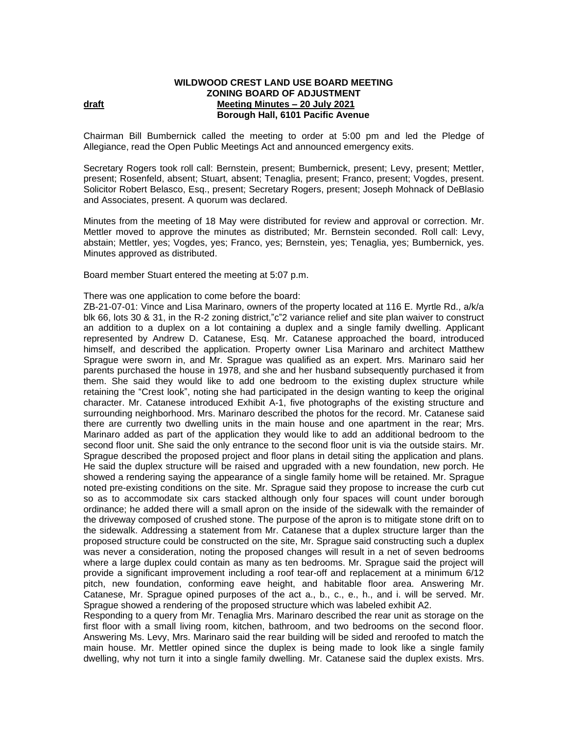**WILDWOOD CREST LAND USE BOARD MEETING**
**ZONING BOARD OF ADJUSTMENT**
**draft** **Meeting Minutes – 20 July 2021**
**Borough Hall, 6101 Pacific Avenue**

Chairman Bill Bumbernick called the meeting to order at 5:00 pm and led the Pledge of Allegiance, read the Open Public Meetings Act and announced emergency exits.

Secretary Rogers took roll call: Bernstein, present; Bumbernick, present; Levy, present; Mettler, present; Rosenfeld, absent; Stuart, absent; Tenaglia, present; Franco, present; Vogdes, present. Solicitor Robert Belasco, Esq., present; Secretary Rogers, present; Joseph Mohnack of DeBlasio and Associates, present. A quorum was declared.

Minutes from the meeting of 18 May were distributed for review and approval or correction. Mr. Mettler moved to approve the minutes as distributed; Mr. Bernstein seconded. Roll call: Levy, abstain; Mettler, yes; Vogdes, yes; Franco, yes; Bernstein, yes; Tenaglia, yes; Bumbernick, yes. Minutes approved as distributed.

Board member Stuart entered the meeting at 5:07 p.m.

There was one application to come before the board:
ZB-21-07-01: Vince and Lisa Marinaro, owners of the property located at 116 E. Myrtle Rd., a/k/a blk 66, lots 30 & 31, in the R-2 zoning district,"c"2 variance relief and site plan waiver to construct an addition to a duplex on a lot containing a duplex and a single family dwelling. Applicant represented by Andrew D. Catanese, Esq. Mr. Catanese approached the board, introduced himself, and described the application. Property owner Lisa Marinaro and architect Matthew Sprague were sworn in, and Mr. Sprague was qualified as an expert. Mrs. Marinaro said her parents purchased the house in 1978, and she and her husband subsequently purchased it from them. She said they would like to add one bedroom to the existing duplex structure while retaining the "Crest look", noting she had participated in the design wanting to keep the original character. Mr. Catanese introduced Exhibit A-1, five photographs of the existing structure and surrounding neighborhood. Mrs. Marinaro described the photos for the record. Mr. Catanese said there are currently two dwelling units in the main house and one apartment in the rear; Mrs. Marinaro added as part of the application they would like to add an additional bedroom to the second floor unit. She said the only entrance to the second floor unit is via the outside stairs. Mr. Sprague described the proposed project and floor plans in detail siting the application and plans. He said the duplex structure will be raised and upgraded with a new foundation, new porch. He showed a rendering saying the appearance of a single family home will be retained. Mr. Sprague noted pre-existing conditions on the site. Mr. Sprague said they propose to increase the curb cut so as to accommodate six cars stacked although only four spaces will count under borough ordinance; he added there will a small apron on the inside of the sidewalk with the remainder of the driveway composed of crushed stone. The purpose of the apron is to mitigate stone drift on to the sidewalk. Addressing a statement from Mr. Catanese that a duplex structure larger than the proposed structure could be constructed on the site, Mr. Sprague said constructing such a duplex was never a consideration, noting the proposed changes will result in a net of seven bedrooms where a large duplex could contain as many as ten bedrooms. Mr. Sprague said the project will provide a significant improvement including a roof tear-off and replacement at a minimum 6/12 pitch, new foundation, conforming eave height, and habitable floor area. Answering Mr. Catanese, Mr. Sprague opined purposes of the act a., b., c., e., h., and i. will be served. Mr. Sprague showed a rendering of the proposed structure which was labeled exhibit A2.
Responding to a query from Mr. Tenaglia Mrs. Marinaro described the rear unit as storage on the first floor with a small living room, kitchen, bathroom, and two bedrooms on the second floor. Answering Ms. Levy, Mrs. Marinaro said the rear building will be sided and reroofed to match the main house. Mr. Mettler opined since the duplex is being made to look like a single family dwelling, why not turn it into a single family dwelling. Mr. Catanese said the duplex exists. Mrs.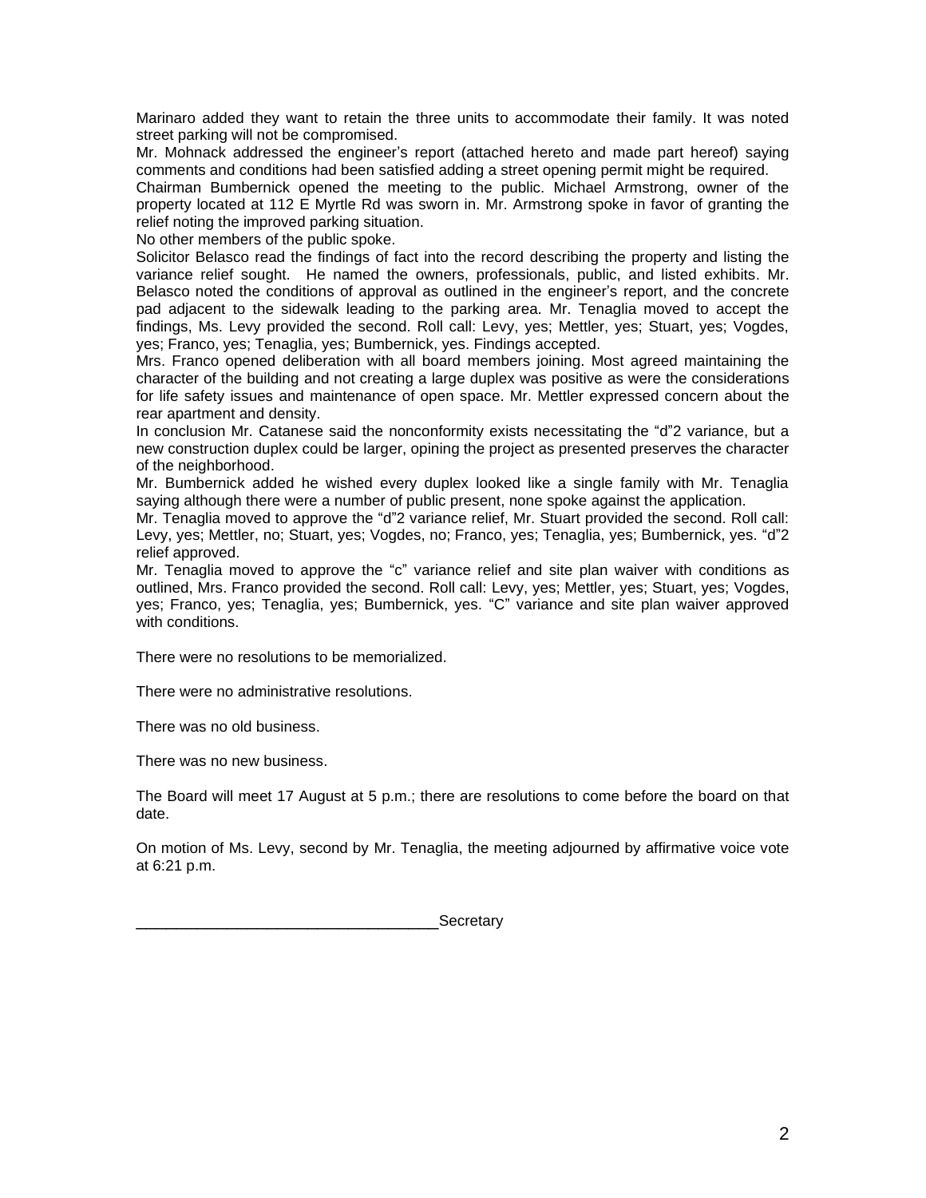Marinaro added they want to retain the three units to accommodate their family. It was noted street parking will not be compromised.

Mr. Mohnack addressed the engineer's report (attached hereto and made part hereof) saying comments and conditions had been satisfied adding a street opening permit might be required.

Chairman Bumbernick opened the meeting to the public. Michael Armstrong, owner of the property located at 112 E Myrtle Rd was sworn in. Mr. Armstrong spoke in favor of granting the relief noting the improved parking situation.

No other members of the public spoke.

Solicitor Belasco read the findings of fact into the record describing the property and listing the variance relief sought. He named the owners, professionals, public, and listed exhibits. Mr. Belasco noted the conditions of approval as outlined in the engineer's report, and the concrete pad adjacent to the sidewalk leading to the parking area. Mr. Tenaglia moved to accept the findings, Ms. Levy provided the second. Roll call: Levy, yes; Mettler, yes; Stuart, yes; Vogdes, yes; Franco, yes; Tenaglia, yes; Bumbernick, yes. Findings accepted.

Mrs. Franco opened deliberation with all board members joining. Most agreed maintaining the character of the building and not creating a large duplex was positive as were the considerations for life safety issues and maintenance of open space. Mr. Mettler expressed concern about the rear apartment and density.

In conclusion Mr. Catanese said the nonconformity exists necessitating the "d"2 variance, but a new construction duplex could be larger, opining the project as presented preserves the character of the neighborhood.

Mr. Bumbernick added he wished every duplex looked like a single family with Mr. Tenaglia saying although there were a number of public present, none spoke against the application.

Mr. Tenaglia moved to approve the "d"2 variance relief, Mr. Stuart provided the second. Roll call: Levy, yes; Mettler, no; Stuart, yes; Vogdes, no; Franco, yes; Tenaglia, yes; Bumbernick, yes. "d"2 relief approved.

Mr. Tenaglia moved to approve the "c" variance relief and site plan waiver with conditions as outlined, Mrs. Franco provided the second. Roll call: Levy, yes; Mettler, yes; Stuart, yes; Vogdes, yes; Franco, yes; Tenaglia, yes; Bumbernick, yes. "C" variance and site plan waiver approved with conditions.

There were no resolutions to be memorialized.

There were no administrative resolutions.

There was no old business.

There was no new business.

The Board will meet 17 August at 5 p.m.; there are resolutions to come before the board on that date.

On motion of Ms. Levy, second by Mr. Tenaglia, the meeting adjourned by affirmative voice vote at 6:21 p.m.

___________________________________Secretary